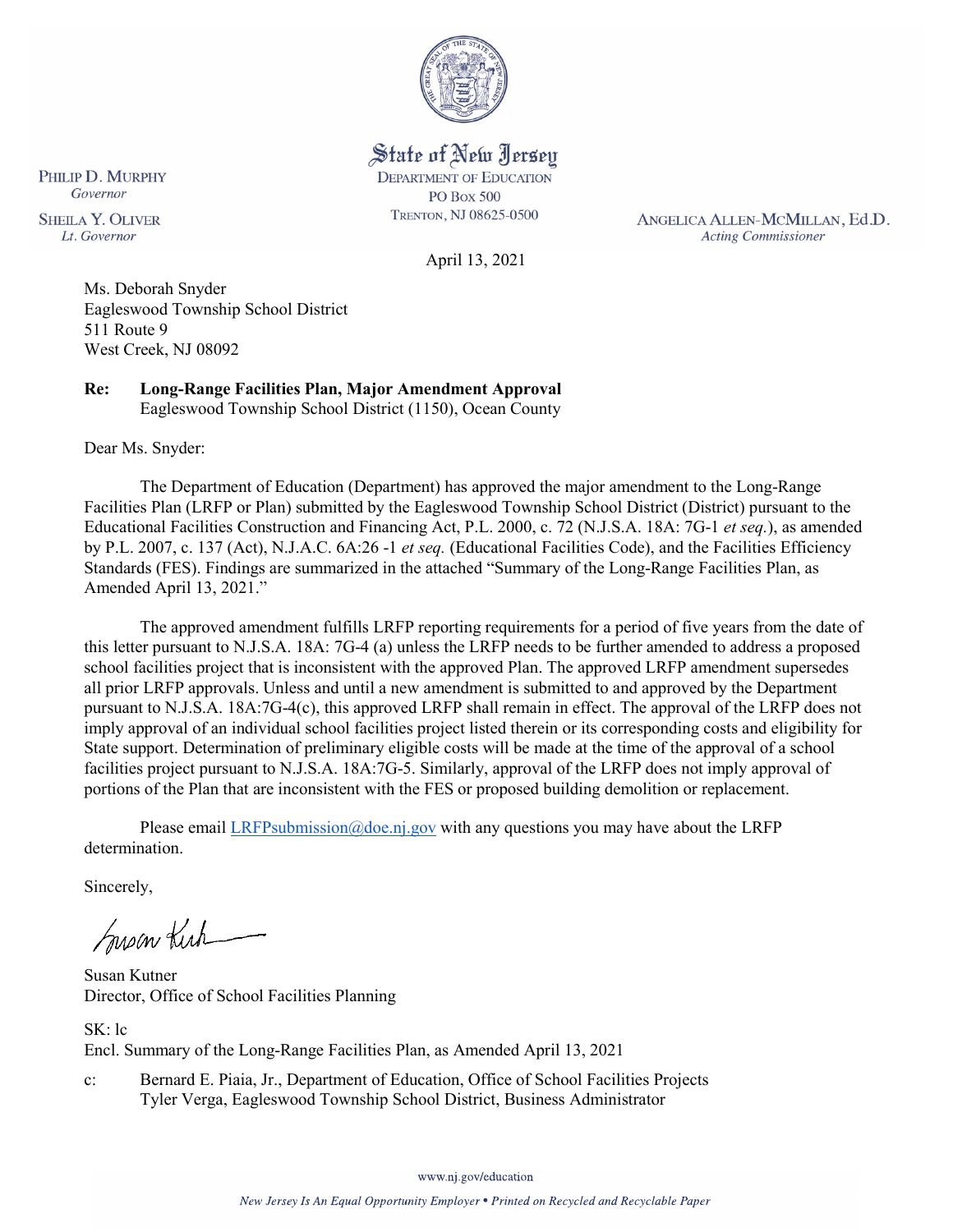State of New Jersey
DEPARTMENT OF EDUCATION
PO BOX 500
TRENTON, NJ 08625-0500

PHILIP D. MURPHY
*Governor*

SHEILA Y. OLIVER
*Lt. Governor*

ANGELICA ALLEN-MCMILLAN, Ed.D.
*Acting Commissioner*

April 13, 2021

Ms. Deborah Snyder
Eagleswood Township School District
511 Route 9
West Creek, NJ 08092

**Re: Long-Range Facilities Plan, Major Amendment Approval**
Eagleswood Township School District (1150), Ocean County

Dear Ms. Snyder:

The Department of Education (Department) has approved the major amendment to the Long-Range Facilities Plan (LRFP or Plan) submitted by the Eagleswood Township School District (District) pursuant to the Educational Facilities Construction and Financing Act, P.L. 2000, c. 72 (N.J.S.A. 18A: 7G-1 *et seq.*), as amended by P.L. 2007, c. 137 (Act), N.J.A.C. 6A:26 -1 *et seq.* (Educational Facilities Code), and the Facilities Efficiency Standards (FES). Findings are summarized in the attached "Summary of the Long-Range Facilities Plan, as Amended April 13, 2021."

The approved amendment fulfills LRFP reporting requirements for a period of five years from the date of this letter pursuant to N.J.S.A. 18A: 7G-4 (a) unless the LRFP needs to be further amended to address a proposed school facilities project that is inconsistent with the approved Plan. The approved LRFP amendment supersedes all prior LRFP approvals. Unless and until a new amendment is submitted to and approved by the Department pursuant to N.J.S.A. 18A:7G-4(c), this approved LRFP shall remain in effect. The approval of the LRFP does not imply approval of an individual school facilities project listed therein or its corresponding costs and eligibility for State support. Determination of preliminary eligible costs will be made at the time of the approval of a school facilities project pursuant to N.J.S.A. 18A:7G-5. Similarly, approval of the LRFP does not imply approval of portions of the Plan that are inconsistent with the FES or proposed building demolition or replacement.

Please email LRFPsubmission@doe.nj.gov with any questions you may have about the LRFP determination.

Sincerely,

Susan Kutner
Director, Office of School Facilities Planning

SK: lc
Encl. Summary of the Long-Range Facilities Plan, as Amended April 13, 2021

c: Bernard E. Piaia, Jr., Department of Education, Office of School Facilities Projects
Tyler Verga, Eagleswood Township School District, Business Administrator

www.nj.gov/education

*New Jersey Is An Equal Opportunity Employer • Printed on Recycled and Recyclable Paper*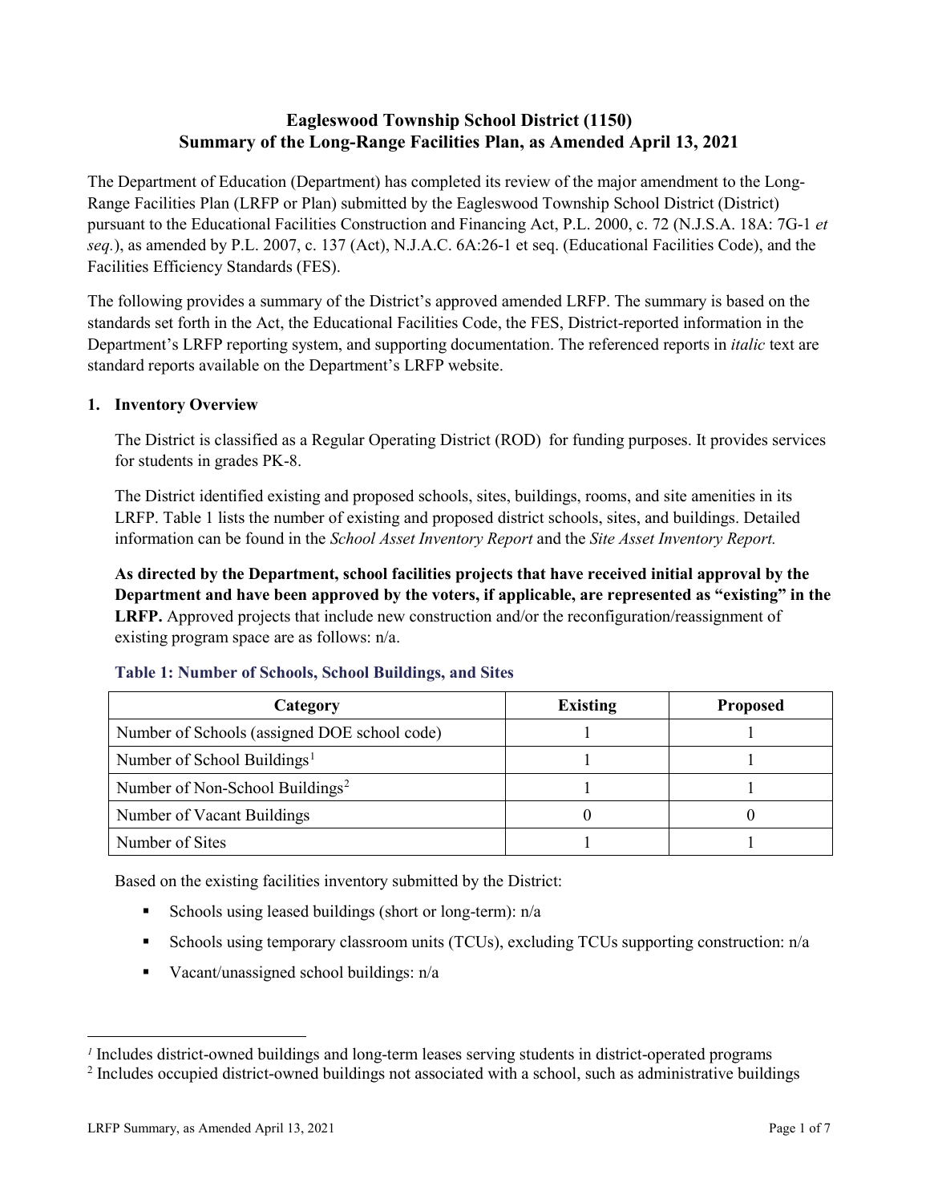# Eagleswood Township School District (1150)
# Summary of the Long-Range Facilities Plan, as Amended April 13, 2021

The Department of Education (Department) has completed its review of the major amendment to the Long-Range Facilities Plan (LRFP or Plan) submitted by the Eagleswood Township School District (District) pursuant to the Educational Facilities Construction and Financing Act, P.L. 2000, c. 72 (N.J.S.A. 18A: 7G-1 *et seq.*), as amended by P.L. 2007, c. 137 (Act), N.J.A.C. 6A:26-1 et seq. (Educational Facilities Code), and the Facilities Efficiency Standards (FES).

The following provides a summary of the District's approved amended LRFP. The summary is based on the standards set forth in the Act, the Educational Facilities Code, the FES, District-reported information in the Department's LRFP reporting system, and supporting documentation. The referenced reports in *italic* text are standard reports available on the Department's LRFP website.

## 1. Inventory Overview

The District is classified as a Regular Operating District (ROD) for funding purposes. It provides services for students in grades PK-8.

The District identified existing and proposed schools, sites, buildings, rooms, and site amenities in its LRFP. Table 1 lists the number of existing and proposed district schools, sites, and buildings. Detailed information can be found in the *School Asset Inventory Report* and the *Site Asset Inventory Report.*

**As directed by the Department, school facilities projects that have received initial approval by the Department and have been approved by the voters, if applicable, are represented as "existing" in the LRFP.** Approved projects that include new construction and/or the reconfiguration/reassignment of existing program space are as follows: n/a.

### Table 1: Number of Schools, School Buildings, and Sites

| Category | Existing | Proposed |
|---|---|---|
| Number of Schools (assigned DOE school code) | 1 | 1 |
| Number of School Buildings[1] | 1 | 1 |
| Number of Non-School Buildings[2] | 1 | 1 |
| Number of Vacant Buildings | 0 | 0 |
| Number of Sites | 1 | 1 |

Based on the existing facilities inventory submitted by the District:

- Schools using leased buildings (short or long-term): n/a
- Schools using temporary classroom units (TCUs), excluding TCUs supporting construction: n/a
- Vacant/unassigned school buildings: n/a

[1] Includes district-owned buildings and long-term leases serving students in district-operated programs

[2] Includes occupied district-owned buildings not associated with a school, such as administrative buildings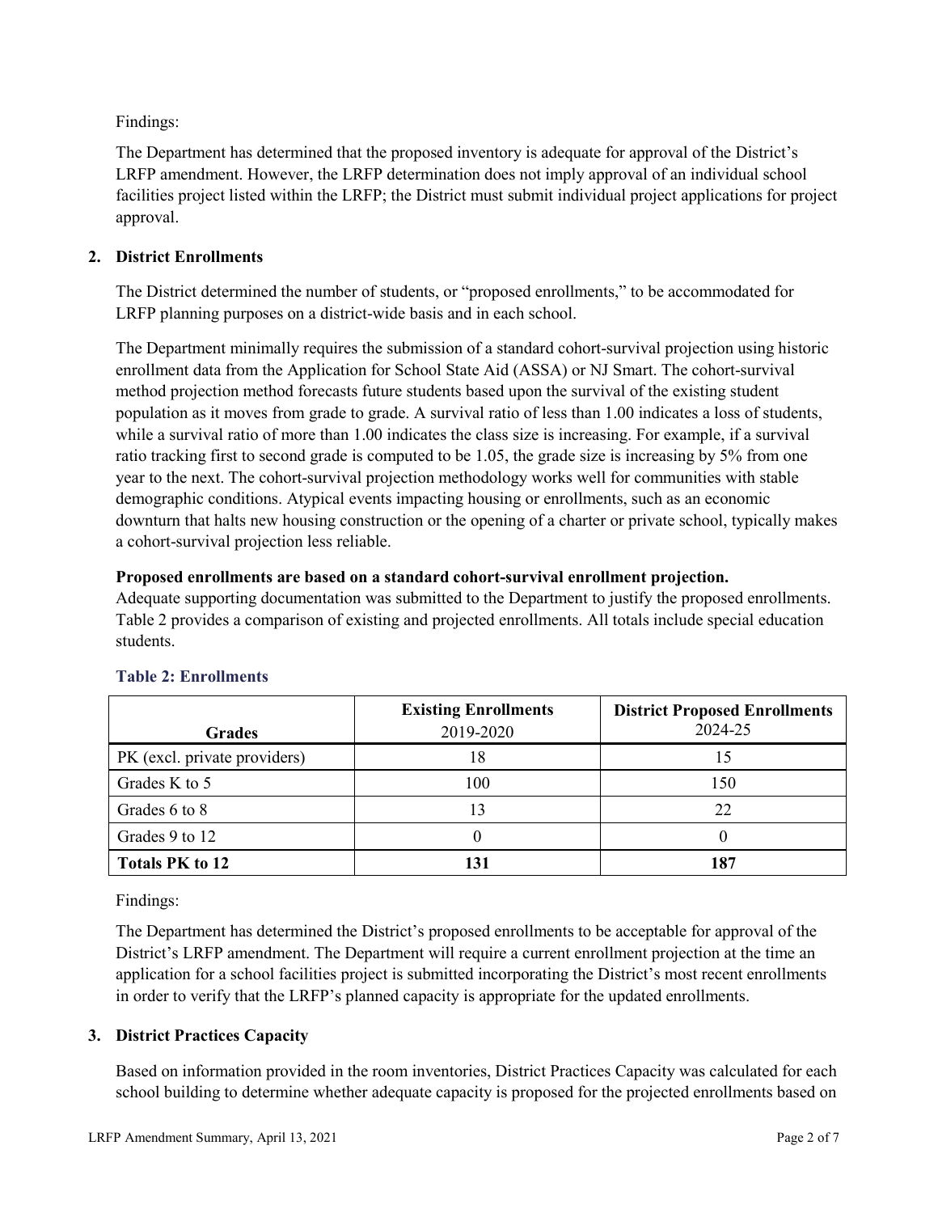Findings:

The Department has determined that the proposed inventory is adequate for approval of the District's LRFP amendment. However, the LRFP determination does not imply approval of an individual school facilities project listed within the LRFP; the District must submit individual project applications for project approval.

## 2. District Enrollments

The District determined the number of students, or "proposed enrollments," to be accommodated for LRFP planning purposes on a district-wide basis and in each school.

The Department minimally requires the submission of a standard cohort-survival projection using historic enrollment data from the Application for School State Aid (ASSA) or NJ Smart. The cohort-survival method projection method forecasts future students based upon the survival of the existing student population as it moves from grade to grade. A survival ratio of less than 1.00 indicates a loss of students, while a survival ratio of more than 1.00 indicates the class size is increasing. For example, if a survival ratio tracking first to second grade is computed to be 1.05, the grade size is increasing by 5% from one year to the next. The cohort-survival projection methodology works well for communities with stable demographic conditions. Atypical events impacting housing or enrollments, such as an economic downturn that halts new housing construction or the opening of a charter or private school, typically makes a cohort-survival projection less reliable.

**Proposed enrollments are based on a standard cohort-survival enrollment projection.**
Adequate supporting documentation was submitted to the Department to justify the proposed enrollments. Table 2 provides a comparison of existing and projected enrollments. All totals include special education students.

### Table 2: Enrollments

| Grades | Existing Enrollments 2019-2020 | District Proposed Enrollments 2024-25 |
|---|---|---|
| PK (excl. private providers) | 18 | 15 |
| Grades K to 5 | 100 | 150 |
| Grades 6 to 8 | 13 | 22 |
| Grades 9 to 12 | 0 | 0 |
| **Totals PK to 12** | **131** | **187** |

Findings:

The Department has determined the District's proposed enrollments to be acceptable for approval of the District's LRFP amendment. The Department will require a current enrollment projection at the time an application for a school facilities project is submitted incorporating the District's most recent enrollments in order to verify that the LRFP's planned capacity is appropriate for the updated enrollments.

## 3. District Practices Capacity

Based on information provided in the room inventories, District Practices Capacity was calculated for each school building to determine whether adequate capacity is proposed for the projected enrollments based on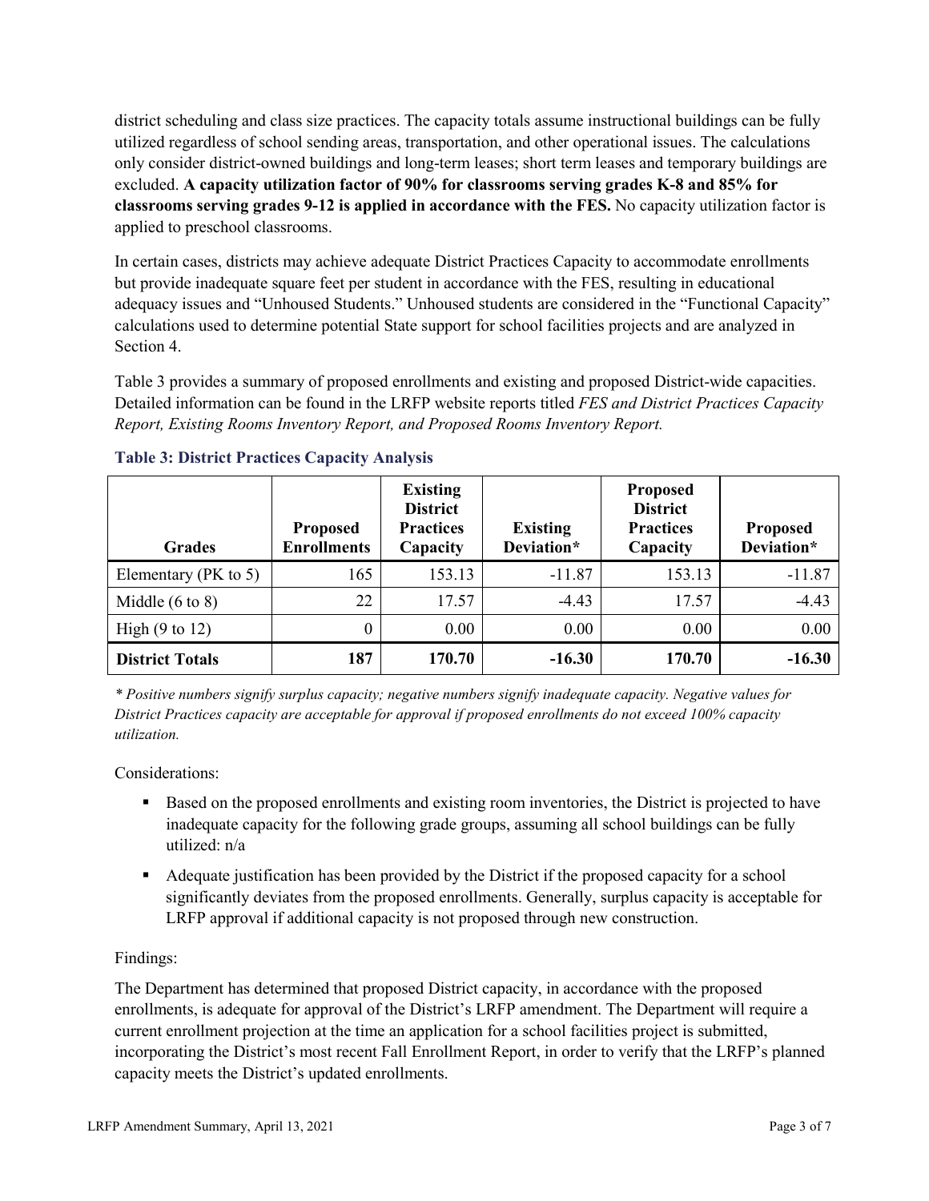district scheduling and class size practices. The capacity totals assume instructional buildings can be fully utilized regardless of school sending areas, transportation, and other operational issues. The calculations only consider district-owned buildings and long-term leases; short term leases and temporary buildings are excluded. **A capacity utilization factor of 90% for classrooms serving grades K-8 and 85% for classrooms serving grades 9-12 is applied in accordance with the FES.** No capacity utilization factor is applied to preschool classrooms.

In certain cases, districts may achieve adequate District Practices Capacity to accommodate enrollments but provide inadequate square feet per student in accordance with the FES, resulting in educational adequacy issues and "Unhoused Students." Unhoused students are considered in the "Functional Capacity" calculations used to determine potential State support for school facilities projects and are analyzed in Section 4.

Table 3 provides a summary of proposed enrollments and existing and proposed District-wide capacities. Detailed information can be found in the LRFP website reports titled *FES and District Practices Capacity Report, Existing Rooms Inventory Report, and Proposed Rooms Inventory Report.*

### Table 3: District Practices Capacity Analysis

| Grades | Proposed Enrollments | Existing District Practices Capacity | Existing Deviation* | Proposed District Practices Capacity | Proposed Deviation* |
|---|---|---|---|---|---|
| Elementary (PK to 5) | 165 | 153.13 | -11.87 | 153.13 | -11.87 |
| Middle (6 to 8) | 22 | 17.57 | -4.43 | 17.57 | -4.43 |
| High (9 to 12) | 0 | 0.00 | 0.00 | 0.00 | 0.00 |
| **District Totals** | **187** | **170.70** | **-16.30** | **170.70** | **-16.30** |

*\* Positive numbers signify surplus capacity; negative numbers signify inadequate capacity. Negative values for District Practices capacity are acceptable for approval if proposed enrollments do not exceed 100% capacity utilization.*

Considerations:

- Based on the proposed enrollments and existing room inventories, the District is projected to have inadequate capacity for the following grade groups, assuming all school buildings can be fully utilized: n/a
- Adequate justification has been provided by the District if the proposed capacity for a school significantly deviates from the proposed enrollments. Generally, surplus capacity is acceptable for LRFP approval if additional capacity is not proposed through new construction.

Findings:

The Department has determined that proposed District capacity, in accordance with the proposed enrollments, is adequate for approval of the District's LRFP amendment. The Department will require a current enrollment projection at the time an application for a school facilities project is submitted, incorporating the District's most recent Fall Enrollment Report, in order to verify that the LRFP's planned capacity meets the District's updated enrollments.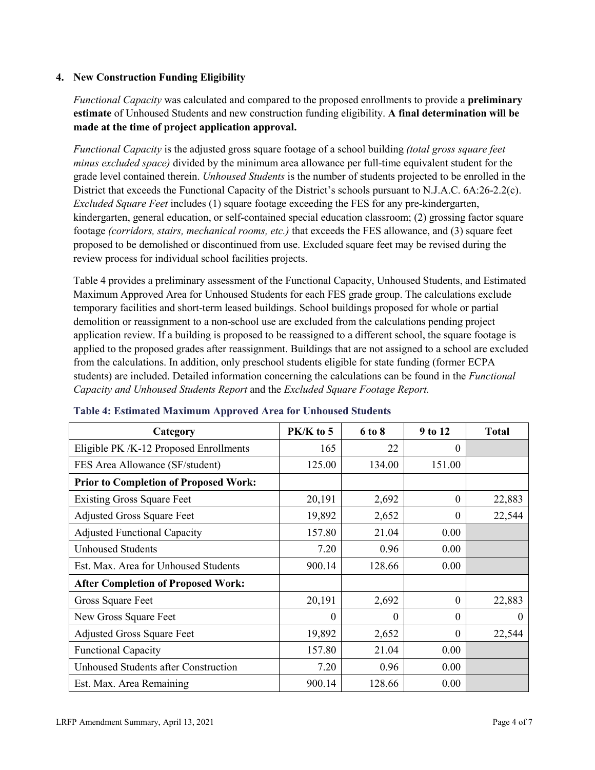## 4. New Construction Funding Eligibility

*Functional Capacity* was calculated and compared to the proposed enrollments to provide a **preliminary estimate** of Unhoused Students and new construction funding eligibility. **A final determination will be made at the time of project application approval.**

*Functional Capacity* is the adjusted gross square footage of a school building *(total gross square feet minus excluded space)* divided by the minimum area allowance per full-time equivalent student for the grade level contained therein. *Unhoused Students* is the number of students projected to be enrolled in the District that exceeds the Functional Capacity of the District's schools pursuant to N.J.A.C. 6A:26-2.2(c). *Excluded Square Feet* includes (1) square footage exceeding the FES for any pre-kindergarten, kindergarten, general education, or self-contained special education classroom; (2) grossing factor square footage *(corridors, stairs, mechanical rooms, etc.)* that exceeds the FES allowance, and (3) square feet proposed to be demolished or discontinued from use. Excluded square feet may be revised during the review process for individual school facilities projects.

Table 4 provides a preliminary assessment of the Functional Capacity, Unhoused Students, and Estimated Maximum Approved Area for Unhoused Students for each FES grade group. The calculations exclude temporary facilities and short-term leased buildings. School buildings proposed for whole or partial demolition or reassignment to a non-school use are excluded from the calculations pending project application review. If a building is proposed to be reassigned to a different school, the square footage is applied to the proposed grades after reassignment. Buildings that are not assigned to a school are excluded from the calculations. In addition, only preschool students eligible for state funding (former ECPA students) are included. Detailed information concerning the calculations can be found in the *Functional Capacity and Unhoused Students Report* and the *Excluded Square Footage Report.*

**Table 4: Estimated Maximum Approved Area for Unhoused Students**

| Category | PK/K to 5 | 6 to 8 | 9 to 12 | Total |
|---|---|---|---|---|
| Eligible PK /K-12 Proposed Enrollments | 165 | 22 | 0 | |
| FES Area Allowance (SF/student) | 125.00 | 134.00 | 151.00 | |
| **Prior to Completion of Proposed Work:** | | | | |
| Existing Gross Square Feet | 20,191 | 2,692 | 0 | 22,883 |
| Adjusted Gross Square Feet | 19,892 | 2,652 | 0 | 22,544 |
| Adjusted Functional Capacity | 157.80 | 21.04 | 0.00 | |
| Unhoused Students | 7.20 | 0.96 | 0.00 | |
| Est. Max. Area for Unhoused Students | 900.14 | 128.66 | 0.00 | |
| **After Completion of Proposed Work:** | | | | |
| Gross Square Feet | 20,191 | 2,692 | 0 | 22,883 |
| New Gross Square Feet | 0 | 0 | 0 | 0 |
| Adjusted Gross Square Feet | 19,892 | 2,652 | 0 | 22,544 |
| Functional Capacity | 157.80 | 21.04 | 0.00 | |
| Unhoused Students after Construction | 7.20 | 0.96 | 0.00 | |
| Est. Max. Area Remaining | 900.14 | 128.66 | 0.00 | |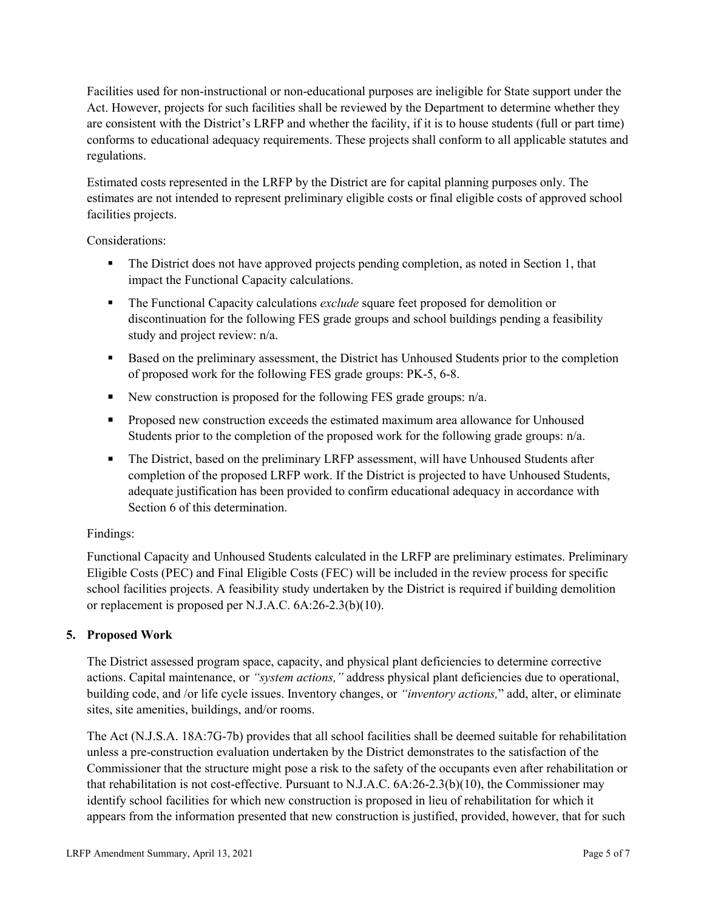Facilities used for non-instructional or non-educational purposes are ineligible for State support under the Act. However, projects for such facilities shall be reviewed by the Department to determine whether they are consistent with the District's LRFP and whether the facility, if it is to house students (full or part time) conforms to educational adequacy requirements. These projects shall conform to all applicable statutes and regulations.

Estimated costs represented in the LRFP by the District are for capital planning purposes only. The estimates are not intended to represent preliminary eligible costs or final eligible costs of approved school facilities projects.

Considerations:

- The District does not have approved projects pending completion, as noted in Section 1, that impact the Functional Capacity calculations.
- The Functional Capacity calculations *exclude* square feet proposed for demolition or discontinuation for the following FES grade groups and school buildings pending a feasibility study and project review: n/a.
- Based on the preliminary assessment, the District has Unhoused Students prior to the completion of proposed work for the following FES grade groups: PK-5, 6-8.
- New construction is proposed for the following FES grade groups: n/a.
- Proposed new construction exceeds the estimated maximum area allowance for Unhoused Students prior to the completion of the proposed work for the following grade groups: n/a.
- The District, based on the preliminary LRFP assessment, will have Unhoused Students after completion of the proposed LRFP work. If the District is projected to have Unhoused Students, adequate justification has been provided to confirm educational adequacy in accordance with Section 6 of this determination.

Findings:

Functional Capacity and Unhoused Students calculated in the LRFP are preliminary estimates. Preliminary Eligible Costs (PEC) and Final Eligible Costs (FEC) will be included in the review process for specific school facilities projects. A feasibility study undertaken by the District is required if building demolition or replacement is proposed per N.J.A.C. 6A:26-2.3(b)(10).

## 5. Proposed Work

The District assessed program space, capacity, and physical plant deficiencies to determine corrective actions. Capital maintenance, or *"system actions,"* address physical plant deficiencies due to operational, building code, and /or life cycle issues. Inventory changes, or *"inventory actions,"* add, alter, or eliminate sites, site amenities, buildings, and/or rooms.

The Act (N.J.S.A. 18A:7G-7b) provides that all school facilities shall be deemed suitable for rehabilitation unless a pre-construction evaluation undertaken by the District demonstrates to the satisfaction of the Commissioner that the structure might pose a risk to the safety of the occupants even after rehabilitation or that rehabilitation is not cost-effective. Pursuant to N.J.A.C. 6A:26-2.3(b)(10), the Commissioner may identify school facilities for which new construction is proposed in lieu of rehabilitation for which it appears from the information presented that new construction is justified, provided, however, that for such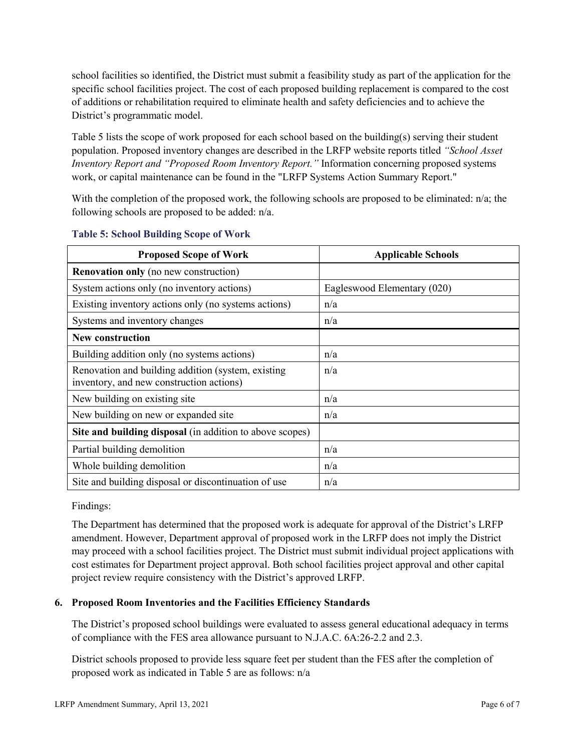school facilities so identified, the District must submit a feasibility study as part of the application for the specific school facilities project. The cost of each proposed building replacement is compared to the cost of additions or rehabilitation required to eliminate health and safety deficiencies and to achieve the District's programmatic model.

Table 5 lists the scope of work proposed for each school based on the building(s) serving their student population. Proposed inventory changes are described in the LRFP website reports titled *"School Asset Inventory Report and "Proposed Room Inventory Report."* Information concerning proposed systems work, or capital maintenance can be found in the "LRFP Systems Action Summary Report."

With the completion of the proposed work, the following schools are proposed to be eliminated: n/a; the following schools are proposed to be added: n/a.

**Table 5: School Building Scope of Work**

| Proposed Scope of Work | Applicable Schools |
|---|---|
| **Renovation only** (no new construction) | |
| System actions only (no inventory actions) | Eagleswood Elementary (020) |
| Existing inventory actions only (no systems actions) | n/a |
| Systems and inventory changes | n/a |
| **New construction** | |
| Building addition only (no systems actions) | n/a |
| Renovation and building addition (system, existing inventory, and new construction actions) | n/a |
| New building on existing site | n/a |
| New building on new or expanded site | n/a |
| **Site and building disposal** (in addition to above scopes) | |
| Partial building demolition | n/a |
| Whole building demolition | n/a |
| Site and building disposal or discontinuation of use | n/a |

Findings:

The Department has determined that the proposed work is adequate for approval of the District's LRFP amendment. However, Department approval of proposed work in the LRFP does not imply the District may proceed with a school facilities project. The District must submit individual project applications with cost estimates for Department project approval. Both school facilities project approval and other capital project review require consistency with the District's approved LRFP.

### 6. Proposed Room Inventories and the Facilities Efficiency Standards

The District's proposed school buildings were evaluated to assess general educational adequacy in terms of compliance with the FES area allowance pursuant to N.J.A.C. 6A:26-2.2 and 2.3.

District schools proposed to provide less square feet per student than the FES after the completion of proposed work as indicated in Table 5 are as follows: n/a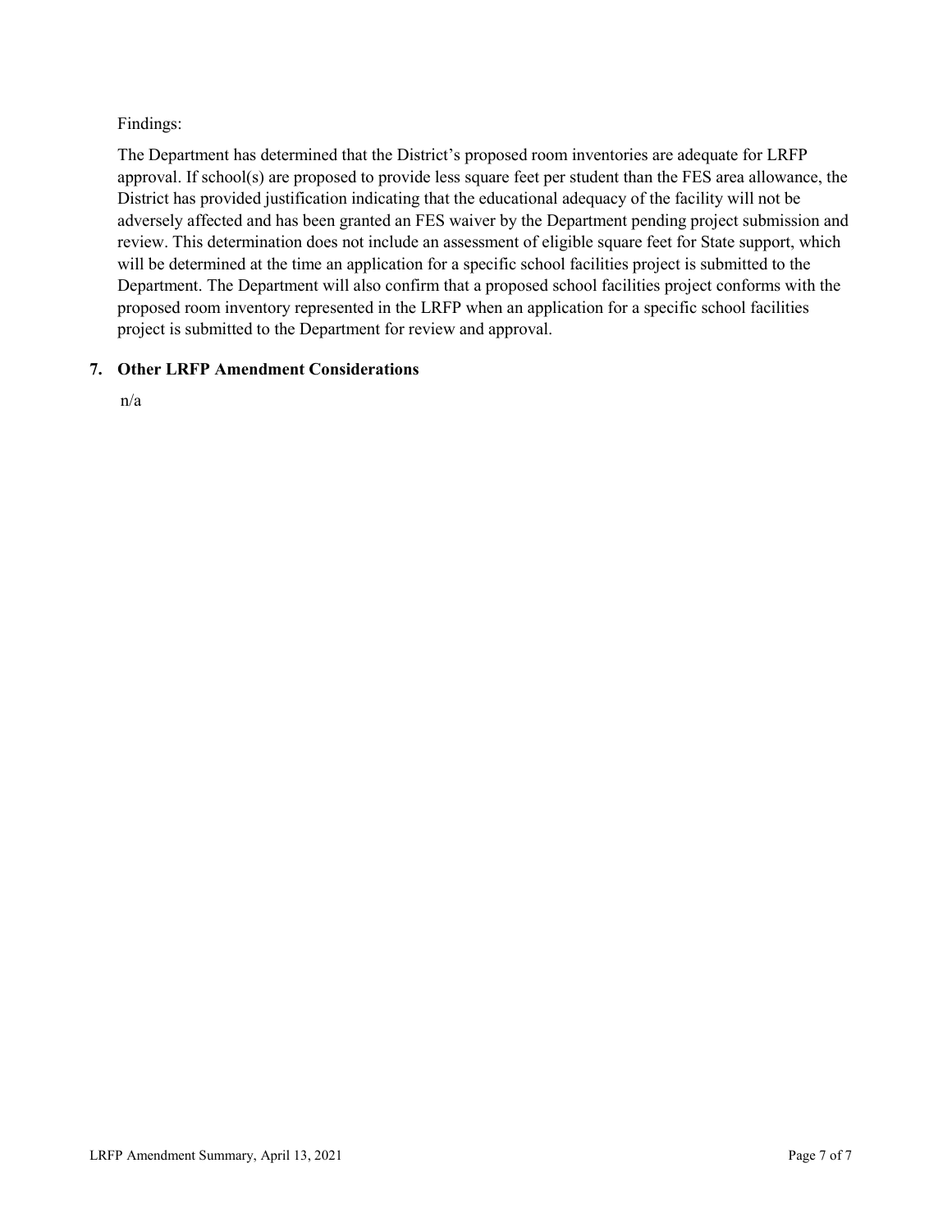Findings:

The Department has determined that the District's proposed room inventories are adequate for LRFP approval. If school(s) are proposed to provide less square feet per student than the FES area allowance, the District has provided justification indicating that the educational adequacy of the facility will not be adversely affected and has been granted an FES waiver by the Department pending project submission and review. This determination does not include an assessment of eligible square feet for State support, which will be determined at the time an application for a specific school facilities project is submitted to the Department. The Department will also confirm that a proposed school facilities project conforms with the proposed room inventory represented in the LRFP when an application for a specific school facilities project is submitted to the Department for review and approval.

## 7. Other LRFP Amendment Considerations

n/a